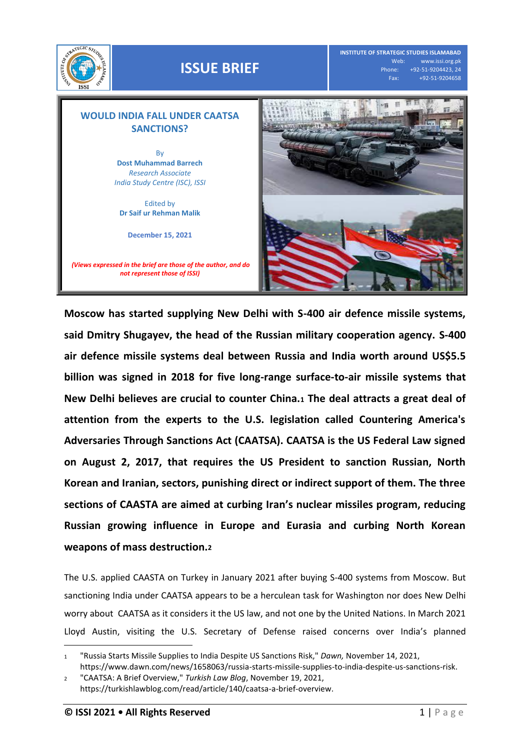ISSUE BRIEF

INSTITUTE OF STRATEGIC STUDIES ISLAMABAD
Web: www.issi.org.pk
Phone: +92-51-9204423, 24
Fax: +92-51-9204658

# WOULD INDIA FALL UNDER CAATSA SANCTIONS?

By
**Dost Muhammad Barrech**
*Research Associate*
*India Study Centre (ISC), ISSI*

Edited by
**Dr Saif ur Rehman Malik**

**December 15, 2021**

***(Views expressed in the brief are those of the author, and do not represent those of ISSI)***

**Moscow has started supplying New Delhi with S-400 air defence missile systems, said Dmitry Shugayev, the head of the Russian military cooperation agency. S-400 air defence missile systems deal between Russia and India worth around US$5.5 billion was signed in 2018 for five long-range surface-to-air missile systems that New Delhi believes are crucial to counter China.[1] The deal attracts a great deal of attention from the experts to the U.S. legislation called Countering America's Adversaries Through Sanctions Act (CAATSA). CAATSA is the US Federal Law signed on August 2, 2017, that requires the US President to sanction Russian, North Korean and Iranian, sectors, punishing direct or indirect support of them. The three sections of CAASTA are aimed at curbing Iran's nuclear missiles program, reducing Russian growing influence in Europe and Eurasia and curbing North Korean weapons of mass destruction.[2]**

The U.S. applied CAASTA on Turkey in January 2021 after buying S-400 systems from Moscow. But sanctioning India under CAATSA appears to be a herculean task for Washington nor does New Delhi worry about CAATSA as it considers it the US law, and not one by the United Nations. In March 2021 Lloyd Austin, visiting the U.S. Secretary of Defense raised concerns over India's planned

[1] "Russia Starts Missile Supplies to India Despite US Sanctions Risk," *Dawn,* November 14, 2021, https://www.dawn.com/news/1658063/russia-starts-missile-supplies-to-india-despite-us-sanctions-risk.

[2] "CAATSA: A Brief Overview," *Turkish Law Blog*, November 19, 2021, https://turkishlawblog.com/read/article/140/caatsa-a-brief-overview.

**© ISSI 2021 • All Rights Reserved**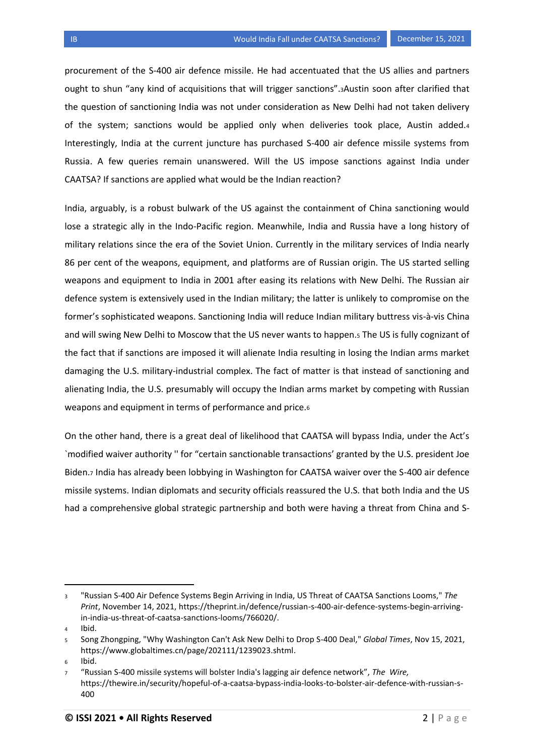procurement of the S-400 air defence missile. He had accentuated that the US allies and partners ought to shun "any kind of acquisitions that will trigger sanctions".[3] Austin soon after clarified that the question of sanctioning India was not under consideration as New Delhi had not taken delivery of the system; sanctions would be applied only when deliveries took place, Austin added.[4] Interestingly, India at the current juncture has purchased S-400 air defence missile systems from Russia. A few queries remain unanswered. Will the US impose sanctions against India under CAATSA? If sanctions are applied what would be the Indian reaction?

India, arguably, is a robust bulwark of the US against the containment of China sanctioning would lose a strategic ally in the Indo-Pacific region. Meanwhile, India and Russia have a long history of military relations since the era of the Soviet Union. Currently in the military services of India nearly 86 per cent of the weapons, equipment, and platforms are of Russian origin. The US started selling weapons and equipment to India in 2001 after easing its relations with New Delhi. The Russian air defence system is extensively used in the Indian military; the latter is unlikely to compromise on the former's sophisticated weapons. Sanctioning India will reduce Indian military buttress vis-à-vis China and will swing New Delhi to Moscow that the US never wants to happen.[5] The US is fully cognizant of the fact that if sanctions are imposed it will alienate India resulting in losing the Indian arms market damaging the U.S. military-industrial complex. The fact of matter is that instead of sanctioning and alienating India, the U.S. presumably will occupy the Indian arms market by competing with Russian weapons and equipment in terms of performance and price.[6]

On the other hand, there is a great deal of likelihood that CAATSA will bypass India, under the Act's `modified waiver authority '' for "certain sanctionable transactions' granted by the U.S. president Joe Biden.[7] India has already been lobbying in Washington for CAATSA waiver over the S-400 air defence missile systems. Indian diplomats and security officials reassured the U.S. that both India and the US had a comprehensive global strategic partnership and both were having a threat from China and S-

---

3 "Russian S-400 Air Defence Systems Begin Arriving in India, US Threat of CAATSA Sanctions Looms," *The Print*, November 14, 2021, https://theprint.in/defence/russian-s-400-air-defence-systems-begin-arriving-in-india-us-threat-of-caatsa-sanctions-looms/766020/.

4 Ibid.

5 Song Zhongping, "Why Washington Can't Ask New Delhi to Drop S-400 Deal," *Global Times*, Nov 15, 2021, https://www.globaltimes.cn/page/202111/1239023.shtml.

6 Ibid.

7 "Russian S-400 missile systems will bolster India's lagging air defence network", *The Wire,* https://thewire.in/security/hopeful-of-a-caatsa-bypass-india-looks-to-bolster-air-defence-with-russian-s-400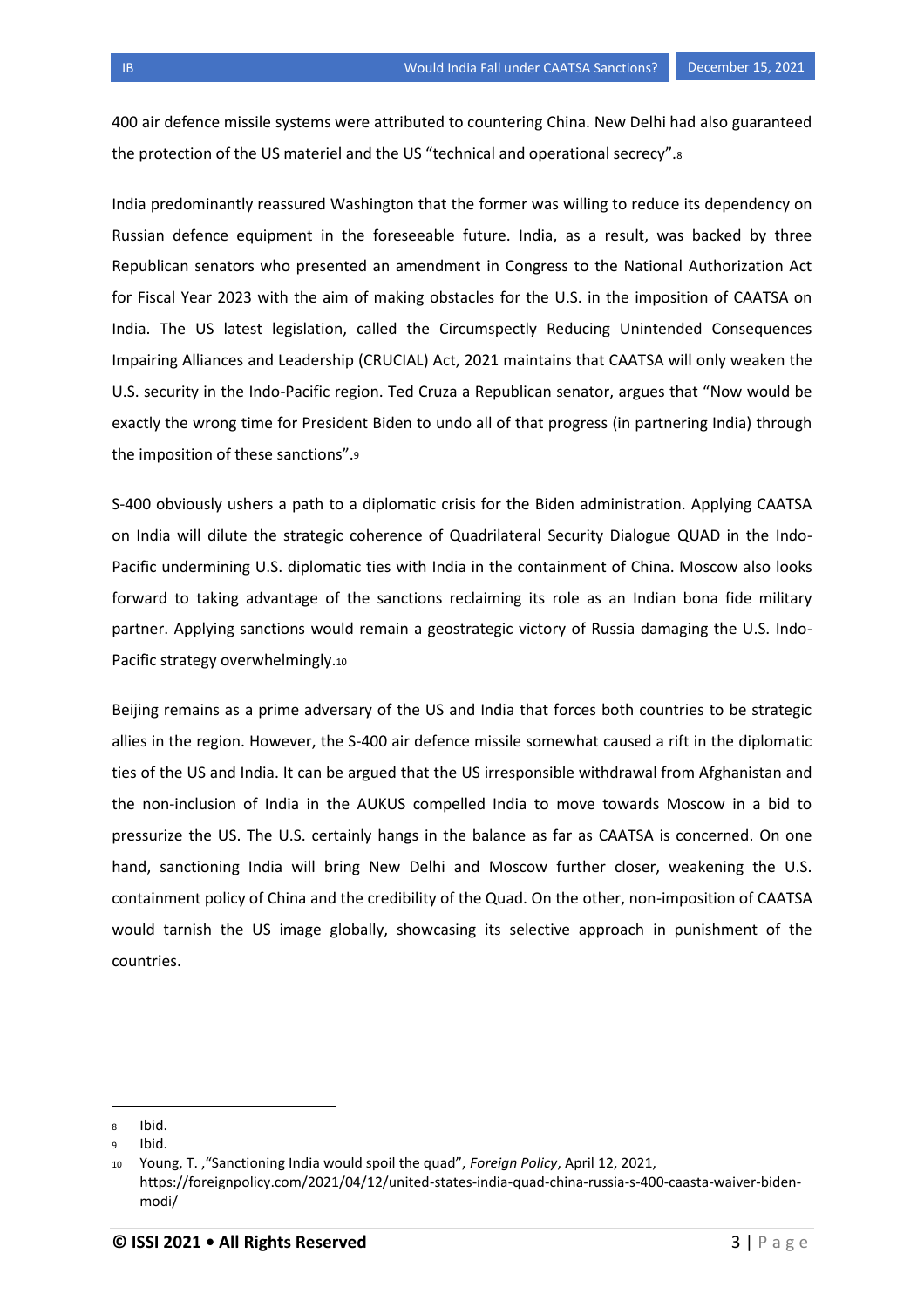400 air defence missile systems were attributed to countering China. New Delhi had also guaranteed the protection of the US materiel and the US "technical and operational secrecy".[8]

India predominantly reassured Washington that the former was willing to reduce its dependency on Russian defence equipment in the foreseeable future. India, as a result, was backed by three Republican senators who presented an amendment in Congress to the National Authorization Act for Fiscal Year 2023 with the aim of making obstacles for the U.S. in the imposition of CAATSA on India. The US latest legislation, called the Circumspectly Reducing Unintended Consequences Impairing Alliances and Leadership (CRUCIAL) Act, 2021 maintains that CAATSA will only weaken the U.S. security in the Indo-Pacific region. Ted Cruza a Republican senator, argues that "Now would be exactly the wrong time for President Biden to undo all of that progress (in partnering India) through the imposition of these sanctions".[9]

S-400 obviously ushers a path to a diplomatic crisis for the Biden administration. Applying CAATSA on India will dilute the strategic coherence of Quadrilateral Security Dialogue QUAD in the Indo-Pacific undermining U.S. diplomatic ties with India in the containment of China. Moscow also looks forward to taking advantage of the sanctions reclaiming its role as an Indian bona fide military partner. Applying sanctions would remain a geostrategic victory of Russia damaging the U.S. Indo-Pacific strategy overwhelmingly.[10]

Beijing remains as a prime adversary of the US and India that forces both countries to be strategic allies in the region. However, the S-400 air defence missile somewhat caused a rift in the diplomatic ties of the US and India. It can be argued that the US irresponsible withdrawal from Afghanistan and the non-inclusion of India in the AUKUS compelled India to move towards Moscow in a bid to pressurize the US. The U.S. certainly hangs in the balance as far as CAATSA is concerned. On one hand, sanctioning India will bring New Delhi and Moscow further closer, weakening the U.S. containment policy of China and the credibility of the Quad. On the other, non-imposition of CAATSA would tarnish the US image globally, showcasing its selective approach in punishment of the countries.

---

[8] Ibid.

[9] Ibid.

[10] Young, T. ,"Sanctioning India would spoil the quad", *Foreign Policy*, April 12, 2021, https://foreignpolicy.com/2021/04/12/united-states-india-quad-china-russia-s-400-caasta-waiver-biden-modi/